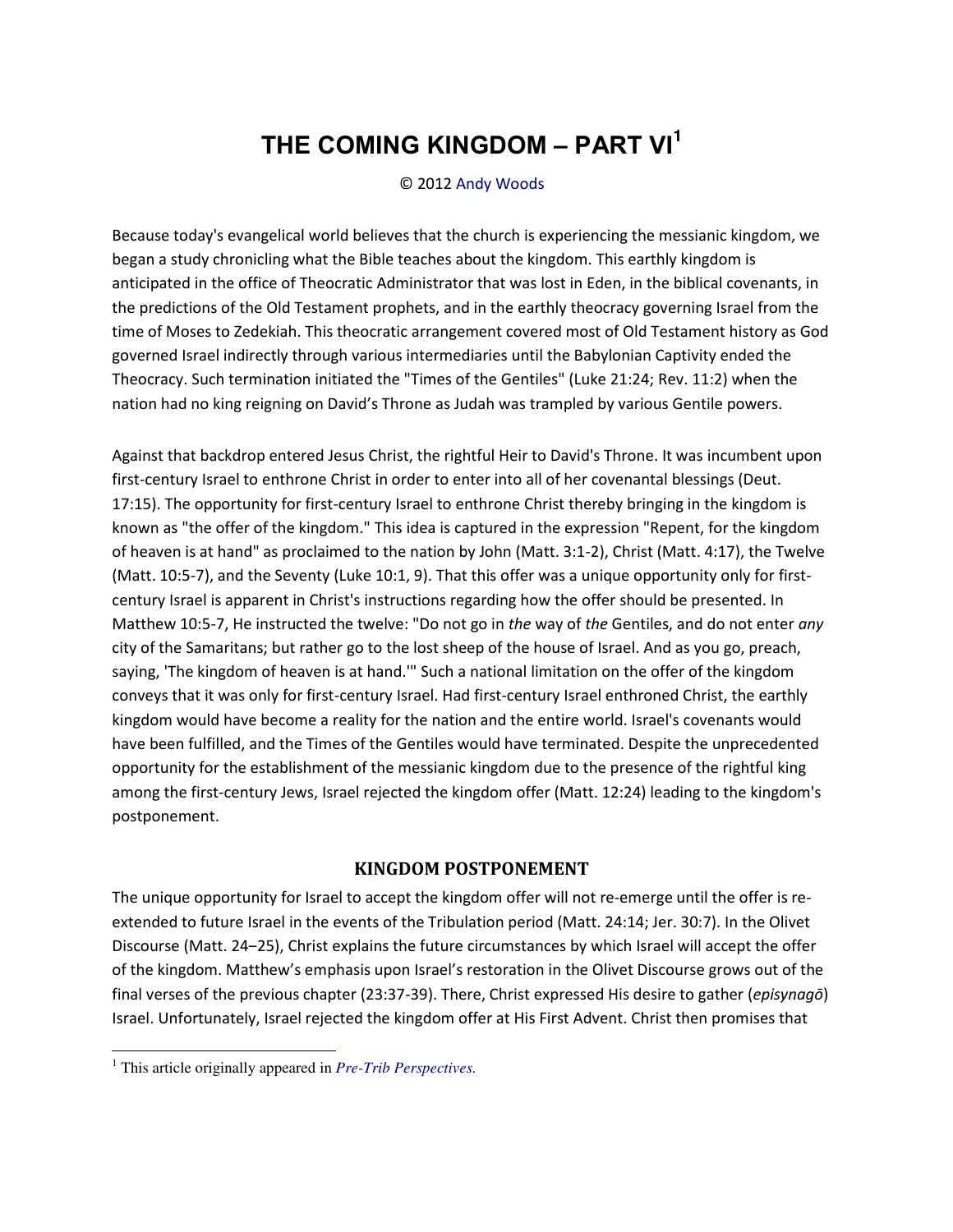# THE COMING KINGDOM – PART VI[1]

© 2012 Andy Woods

Because today's evangelical world believes that the church is experiencing the messianic kingdom, we began a study chronicling what the Bible teaches about the kingdom. This earthly kingdom is anticipated in the office of Theocratic Administrator that was lost in Eden, in the biblical covenants, in the predictions of the Old Testament prophets, and in the earthly theocracy governing Israel from the time of Moses to Zedekiah. This theocratic arrangement covered most of Old Testament history as God governed Israel indirectly through various intermediaries until the Babylonian Captivity ended the Theocracy. Such termination initiated the "Times of the Gentiles" (Luke 21:24; Rev. 11:2) when the nation had no king reigning on David's Throne as Judah was trampled by various Gentile powers.

Against that backdrop entered Jesus Christ, the rightful Heir to David's Throne. It was incumbent upon first-century Israel to enthrone Christ in order to enter into all of her covenantal blessings (Deut. 17:15). The opportunity for first-century Israel to enthrone Christ thereby bringing in the kingdom is known as "the offer of the kingdom." This idea is captured in the expression "Repent, for the kingdom of heaven is at hand" as proclaimed to the nation by John (Matt. 3:1-2), Christ (Matt. 4:17), the Twelve (Matt. 10:5-7), and the Seventy (Luke 10:1, 9). That this offer was a unique opportunity only for first-century Israel is apparent in Christ's instructions regarding how the offer should be presented. In Matthew 10:5-7, He instructed the twelve: "Do not go in *the* way of *the* Gentiles, and do not enter *any* city of the Samaritans; but rather go to the lost sheep of the house of Israel. And as you go, preach, saying, 'The kingdom of heaven is at hand.'" Such a national limitation on the offer of the kingdom conveys that it was only for first-century Israel. Had first-century Israel enthroned Christ, the earthly kingdom would have become a reality for the nation and the entire world. Israel's covenants would have been fulfilled, and the Times of the Gentiles would have terminated. Despite the unprecedented opportunity for the establishment of the messianic kingdom due to the presence of the rightful king among the first-century Jews, Israel rejected the kingdom offer (Matt. 12:24) leading to the kingdom's postponement.

## KINGDOM POSTPONEMENT

The unique opportunity for Israel to accept the kingdom offer will not re-emerge until the offer is re-extended to future Israel in the events of the Tribulation period (Matt. 24:14; Jer. 30:7). In the Olivet Discourse (Matt. 24–25), Christ explains the future circumstances by which Israel will accept the offer of the kingdom. Matthew's emphasis upon Israel's restoration in the Olivet Discourse grows out of the final verses of the previous chapter (23:37-39). There, Christ expressed His desire to gather (*episynagō*) Israel. Unfortunately, Israel rejected the kingdom offer at His First Advent. Christ then promises that

[1] This article originally appeared in *Pre-Trib Perspectives.*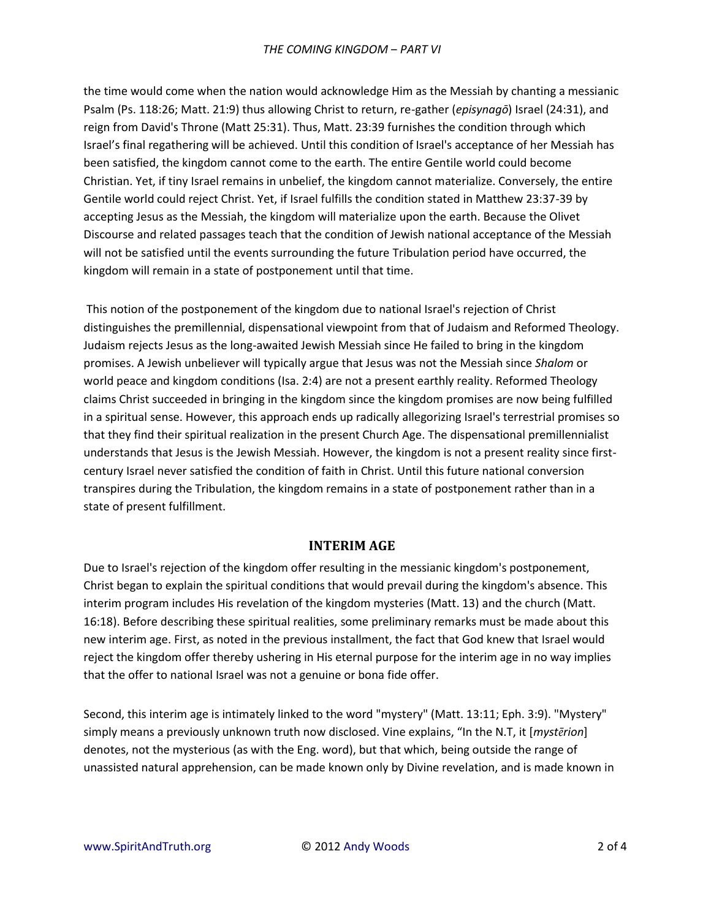the time would come when the nation would acknowledge Him as the Messiah by chanting a messianic Psalm (Ps. 118:26; Matt. 21:9) thus allowing Christ to return, re-gather (*episynagō*) Israel (24:31), and reign from David's Throne (Matt 25:31). Thus, Matt. 23:39 furnishes the condition through which Israel's final regathering will be achieved. Until this condition of Israel's acceptance of her Messiah has been satisfied, the kingdom cannot come to the earth. The entire Gentile world could become Christian. Yet, if tiny Israel remains in unbelief, the kingdom cannot materialize. Conversely, the entire Gentile world could reject Christ. Yet, if Israel fulfills the condition stated in Matthew 23:37-39 by accepting Jesus as the Messiah, the kingdom will materialize upon the earth. Because the Olivet Discourse and related passages teach that the condition of Jewish national acceptance of the Messiah will not be satisfied until the events surrounding the future Tribulation period have occurred, the kingdom will remain in a state of postponement until that time.

This notion of the postponement of the kingdom due to national Israel's rejection of Christ distinguishes the premillennial, dispensational viewpoint from that of Judaism and Reformed Theology. Judaism rejects Jesus as the long-awaited Jewish Messiah since He failed to bring in the kingdom promises. A Jewish unbeliever will typically argue that Jesus was not the Messiah since *Shalom* or world peace and kingdom conditions (Isa. 2:4) are not a present earthly reality. Reformed Theology claims Christ succeeded in bringing in the kingdom since the kingdom promises are now being fulfilled in a spiritual sense. However, this approach ends up radically allegorizing Israel's terrestrial promises so that they find their spiritual realization in the present Church Age. The dispensational premillennialist understands that Jesus is the Jewish Messiah. However, the kingdom is not a present reality since first-century Israel never satisfied the condition of faith in Christ. Until this future national conversion transpires during the Tribulation, the kingdom remains in a state of postponement rather than in a state of present fulfillment.

## INTERIM AGE

Due to Israel's rejection of the kingdom offer resulting in the messianic kingdom's postponement, Christ began to explain the spiritual conditions that would prevail during the kingdom's absence. This interim program includes His revelation of the kingdom mysteries (Matt. 13) and the church (Matt. 16:18). Before describing these spiritual realities, some preliminary remarks must be made about this new interim age. First, as noted in the previous installment, the fact that God knew that Israel would reject the kingdom offer thereby ushering in His eternal purpose for the interim age in no way implies that the offer to national Israel was not a genuine or bona fide offer.

Second, this interim age is intimately linked to the word "mystery" (Matt. 13:11; Eph. 3:9). "Mystery" simply means a previously unknown truth now disclosed. Vine explains, "In the N.T, it [*mystērion*] denotes, not the mysterious (as with the Eng. word), but that which, being outside the range of unassisted natural apprehension, can be made known only by Divine revelation, and is made known in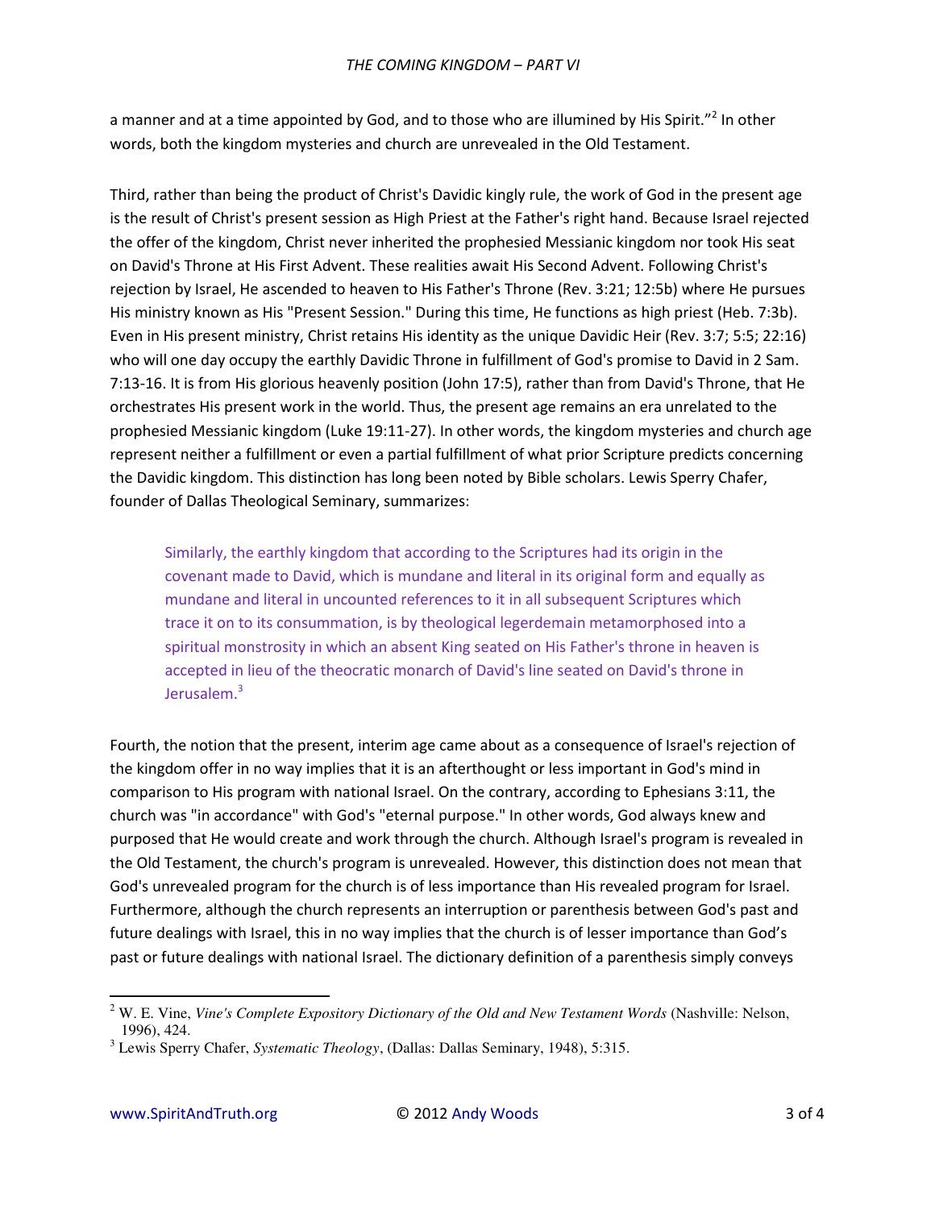a manner and at a time appointed by God, and to those who are illumined by His Spirit."[2] In other words, both the kingdom mysteries and church are unrevealed in the Old Testament.

Third, rather than being the product of Christ's Davidic kingly rule, the work of God in the present age is the result of Christ's present session as High Priest at the Father's right hand. Because Israel rejected the offer of the kingdom, Christ never inherited the prophesied Messianic kingdom nor took His seat on David's Throne at His First Advent. These realities await His Second Advent. Following Christ's rejection by Israel, He ascended to heaven to His Father's Throne (Rev. 3:21; 12:5b) where He pursues His ministry known as His "Present Session." During this time, He functions as high priest (Heb. 7:3b). Even in His present ministry, Christ retains His identity as the unique Davidic Heir (Rev. 3:7; 5:5; 22:16) who will one day occupy the earthly Davidic Throne in fulfillment of God's promise to David in 2 Sam. 7:13-16. It is from His glorious heavenly position (John 17:5), rather than from David's Throne, that He orchestrates His present work in the world. Thus, the present age remains an era unrelated to the prophesied Messianic kingdom (Luke 19:11-27). In other words, the kingdom mysteries and church age represent neither a fulfillment or even a partial fulfillment of what prior Scripture predicts concerning the Davidic kingdom. This distinction has long been noted by Bible scholars. Lewis Sperry Chafer, founder of Dallas Theological Seminary, summarizes:

> Similarly, the earthly kingdom that according to the Scriptures had its origin in the covenant made to David, which is mundane and literal in its original form and equally as mundane and literal in uncounted references to it in all subsequent Scriptures which trace it on to its consummation, is by theological legerdemain metamorphosed into a spiritual monstrosity in which an absent King seated on His Father's throne in heaven is accepted in lieu of the theocratic monarch of David's line seated on David's throne in Jerusalem.[3]

Fourth, the notion that the present, interim age came about as a consequence of Israel's rejection of the kingdom offer in no way implies that it is an afterthought or less important in God's mind in comparison to His program with national Israel. On the contrary, according to Ephesians 3:11, the church was "in accordance" with God's "eternal purpose." In other words, God always knew and purposed that He would create and work through the church. Although Israel's program is revealed in the Old Testament, the church's program is unrevealed. However, this distinction does not mean that God's unrevealed program for the church is of less importance than His revealed program for Israel. Furthermore, although the church represents an interruption or parenthesis between God's past and future dealings with Israel, this in no way implies that the church is of lesser importance than God's past or future dealings with national Israel. The dictionary definition of a parenthesis simply conveys

---

[2] W. E. Vine, *Vine's Complete Expository Dictionary of the Old and New Testament Words* (Nashville: Nelson, 1996), 424.

[3] Lewis Sperry Chafer, *Systematic Theology*, (Dallas: Dallas Seminary, 1948), 5:315.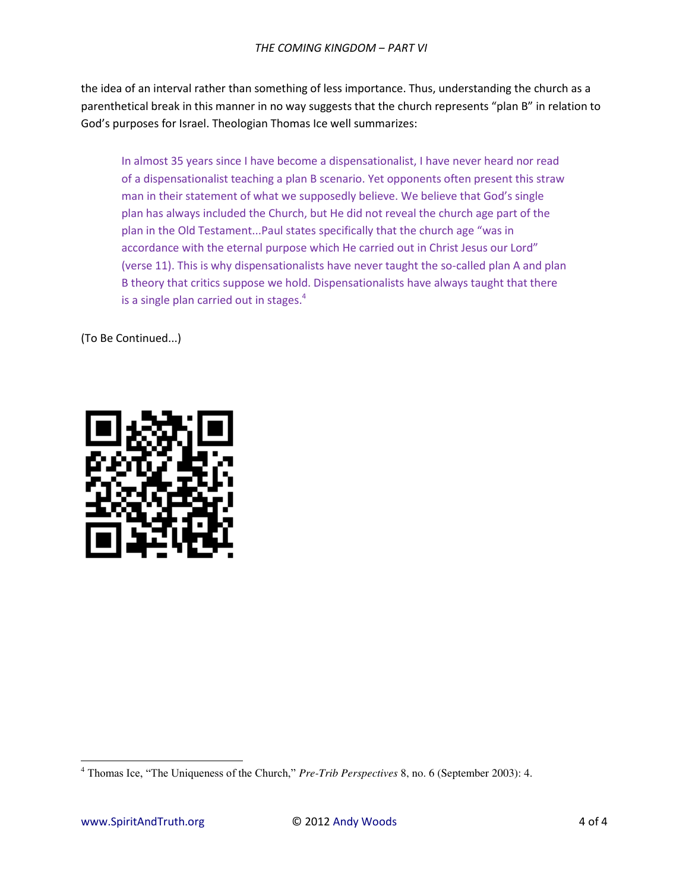the idea of an interval rather than something of less importance. Thus, understanding the church as a parenthetical break in this manner in no way suggests that the church represents "plan B" in relation to God's purposes for Israel. Theologian Thomas Ice well summarizes:

> In almost 35 years since I have become a dispensationalist, I have never heard nor read of a dispensationalist teaching a plan B scenario. Yet opponents often present this straw man in their statement of what we supposedly believe. We believe that God's single plan has always included the Church, but He did not reveal the church age part of the plan in the Old Testament...Paul states specifically that the church age "was in accordance with the eternal purpose which He carried out in Christ Jesus our Lord" (verse 11). This is why dispensationalists have never taught the so-called plan A and plan B theory that critics suppose we hold. Dispensationalists have always taught that there is a single plan carried out in stages.[4]

(To Be Continued...)

---

[4] Thomas Ice, "The Uniqueness of the Church," *Pre-Trib Perspectives* 8, no. 6 (September 2003): 4.